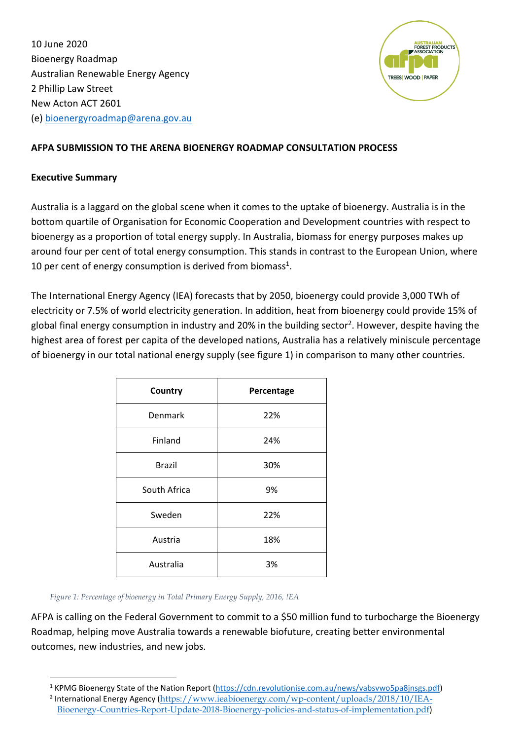10 June 2020
Bioenergy Roadmap
Australian Renewable Energy Agency
2 Phillip Law Street
New Acton ACT 2601
(e) bioenergyroadmap@arena.gov.au

**AFPA SUBMISSION TO THE ARENA BIOENERGY ROADMAP CONSULTATION PROCESS**

**Executive Summary**

Australia is a laggard on the global scene when it comes to the uptake of bioenergy. Australia is in the bottom quartile of Organisation for Economic Cooperation and Development countries with respect to bioenergy as a proportion of total energy supply. In Australia, biomass for energy purposes makes up around four per cent of total energy consumption. This stands in contrast to the European Union, where 10 per cent of energy consumption is derived from biomass[1].

The International Energy Agency (IEA) forecasts that by 2050, bioenergy could provide 3,000 TWh of electricity or 7.5% of world electricity generation. In addition, heat from bioenergy could provide 15% of global final energy consumption in industry and 20% in the building sector[2]. However, despite having the highest area of forest per capita of the developed nations, Australia has a relatively miniscule percentage of bioenergy in our total national energy supply (see figure 1) in comparison to many other countries.

| Country | Percentage |
|---|---|
| Denmark | 22% |
| Finland | 24% |
| Brazil | 30% |
| South Africa | 9% |
| Sweden | 22% |
| Austria | 18% |
| Australia | 3% |

*Figure 1: Percentage of bioenergy in Total Primary Energy Supply, 2016, !EA*

AFPA is calling on the Federal Government to commit to a $50 million fund to turbocharge the Bioenergy Roadmap, helping move Australia towards a renewable biofuture, creating better environmental outcomes, new industries, and new jobs.

[1] KPMG Bioenergy State of the Nation Report (https://cdn.revolutionise.com.au/news/vabsvwo5pa8jnsgs.pdf)

[2] International Energy Agency (https://www.ieabioenergy.com/wp-content/uploads/2018/10/IEA-Bioenergy-Countries-Report-Update-2018-Bioenergy-policies-and-status-of-implementation.pdf)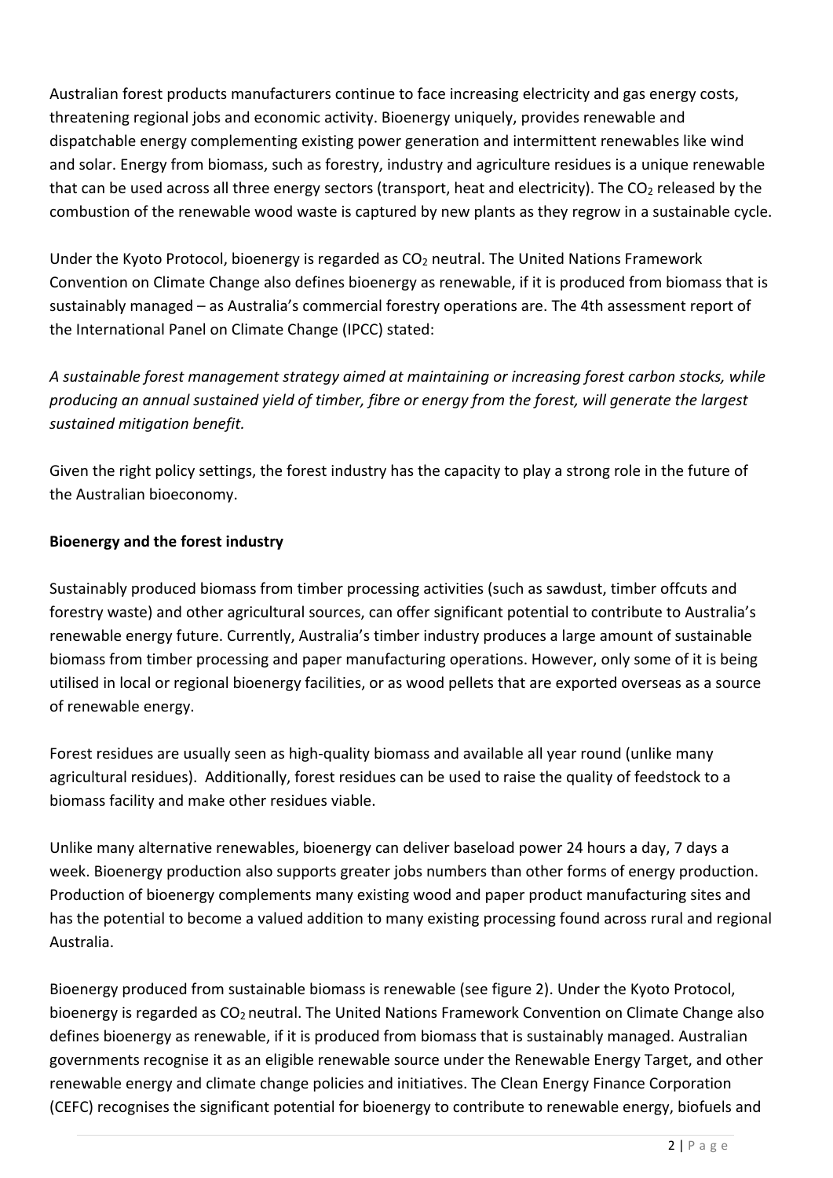Australian forest products manufacturers continue to face increasing electricity and gas energy costs, threatening regional jobs and economic activity. Bioenergy uniquely, provides renewable and dispatchable energy complementing existing power generation and intermittent renewables like wind and solar. Energy from biomass, such as forestry, industry and agriculture residues is a unique renewable that can be used across all three energy sectors (transport, heat and electricity). The $CO_2$ released by the combustion of the renewable wood waste is captured by new plants as they regrow in a sustainable cycle.

Under the Kyoto Protocol, bioenergy is regarded as $CO_2$ neutral. The United Nations Framework Convention on Climate Change also defines bioenergy as renewable, if it is produced from biomass that is sustainably managed – as Australia's commercial forestry operations are. The 4th assessment report of the International Panel on Climate Change (IPCC) stated:

*A sustainable forest management strategy aimed at maintaining or increasing forest carbon stocks, while producing an annual sustained yield of timber, fibre or energy from the forest, will generate the largest sustained mitigation benefit.*

Given the right policy settings, the forest industry has the capacity to play a strong role in the future of the Australian bioeconomy.

**Bioenergy and the forest industry**

Sustainably produced biomass from timber processing activities (such as sawdust, timber offcuts and forestry waste) and other agricultural sources, can offer significant potential to contribute to Australia's renewable energy future. Currently, Australia's timber industry produces a large amount of sustainable biomass from timber processing and paper manufacturing operations. However, only some of it is being utilised in local or regional bioenergy facilities, or as wood pellets that are exported overseas as a source of renewable energy.

Forest residues are usually seen as high-quality biomass and available all year round (unlike many agricultural residues). Additionally, forest residues can be used to raise the quality of feedstock to a biomass facility and make other residues viable.

Unlike many alternative renewables, bioenergy can deliver baseload power 24 hours a day, 7 days a week. Bioenergy production also supports greater jobs numbers than other forms of energy production. Production of bioenergy complements many existing wood and paper product manufacturing sites and has the potential to become a valued addition to many existing processing found across rural and regional Australia.

Bioenergy produced from sustainable biomass is renewable (see figure 2). Under the Kyoto Protocol, bioenergy is regarded as $CO_2$ neutral. The United Nations Framework Convention on Climate Change also defines bioenergy as renewable, if it is produced from biomass that is sustainably managed. Australian governments recognise it as an eligible renewable source under the Renewable Energy Target, and other renewable energy and climate change policies and initiatives. The Clean Energy Finance Corporation (CEFC) recognises the significant potential for bioenergy to contribute to renewable energy, biofuels and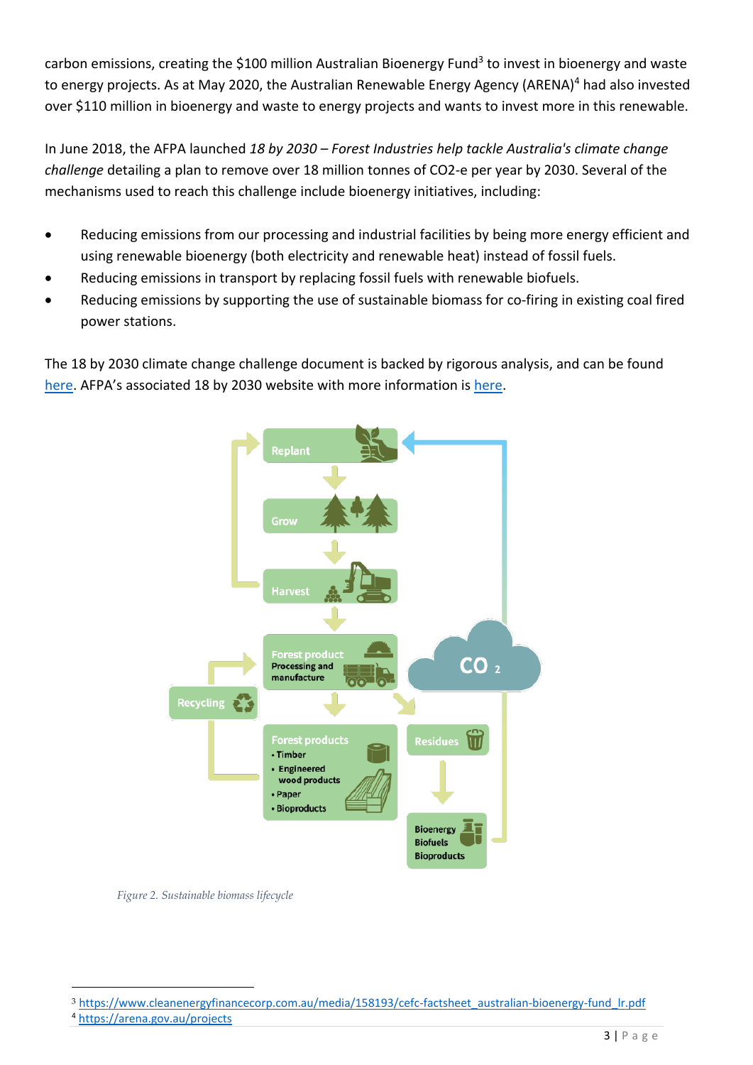carbon emissions, creating the $100 million Australian Bioenergy Fund[3] to invest in bioenergy and waste to energy projects. As at May 2020, the Australian Renewable Energy Agency (ARENA)[4] had also invested over $110 million in bioenergy and waste to energy projects and wants to invest more in this renewable.

In June 2018, the AFPA launched *18 by 2030 – Forest Industries help tackle Australia's climate change challenge* detailing a plan to remove over 18 million tonnes of CO2-e per year by 2030. Several of the mechanisms used to reach this challenge include bioenergy initiatives, including:

- Reducing emissions from our processing and industrial facilities by being more energy efficient and using renewable bioenergy (both electricity and renewable heat) instead of fossil fuels.
- Reducing emissions in transport by replacing fossil fuels with renewable biofuels.
- Reducing emissions by supporting the use of sustainable biomass for co-firing in existing coal fired power stations.

The 18 by 2030 climate change challenge document is backed by rigorous analysis, and can be found here. AFPA's associated 18 by 2030 website with more information is here.

*Figure 2. Sustainable biomass lifecycle*

---

[3] https://www.cleanenergyfinancecorp.com.au/media/158193/cefc-factsheet_australian-bioenergy-fund_lr.pdf

[4] https://arena.gov.au/projects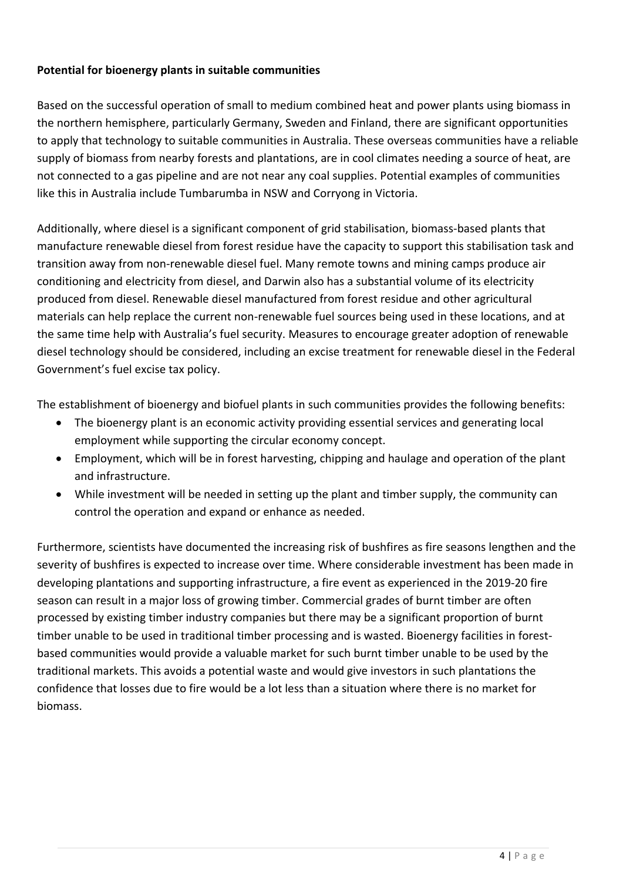**Potential for bioenergy plants in suitable communities**

Based on the successful operation of small to medium combined heat and power plants using biomass in the northern hemisphere, particularly Germany, Sweden and Finland, there are significant opportunities to apply that technology to suitable communities in Australia. These overseas communities have a reliable supply of biomass from nearby forests and plantations, are in cool climates needing a source of heat, are not connected to a gas pipeline and are not near any coal supplies. Potential examples of communities like this in Australia include Tumbarumba in NSW and Corryong in Victoria.

Additionally, where diesel is a significant component of grid stabilisation, biomass-based plants that manufacture renewable diesel from forest residue have the capacity to support this stabilisation task and transition away from non-renewable diesel fuel. Many remote towns and mining camps produce air conditioning and electricity from diesel, and Darwin also has a substantial volume of its electricity produced from diesel. Renewable diesel manufactured from forest residue and other agricultural materials can help replace the current non-renewable fuel sources being used in these locations, and at the same time help with Australia's fuel security. Measures to encourage greater adoption of renewable diesel technology should be considered, including an excise treatment for renewable diesel in the Federal Government's fuel excise tax policy.

The establishment of bioenergy and biofuel plants in such communities provides the following benefits:

- The bioenergy plant is an economic activity providing essential services and generating local employment while supporting the circular economy concept.
- Employment, which will be in forest harvesting, chipping and haulage and operation of the plant and infrastructure.
- While investment will be needed in setting up the plant and timber supply, the community can control the operation and expand or enhance as needed.

Furthermore, scientists have documented the increasing risk of bushfires as fire seasons lengthen and the severity of bushfires is expected to increase over time. Where considerable investment has been made in developing plantations and supporting infrastructure, a fire event as experienced in the 2019-20 fire season can result in a major loss of growing timber. Commercial grades of burnt timber are often processed by existing timber industry companies but there may be a significant proportion of burnt timber unable to be used in traditional timber processing and is wasted. Bioenergy facilities in forest-based communities would provide a valuable market for such burnt timber unable to be used by the traditional markets. This avoids a potential waste and would give investors in such plantations the confidence that losses due to fire would be a lot less than a situation where there is no market for biomass.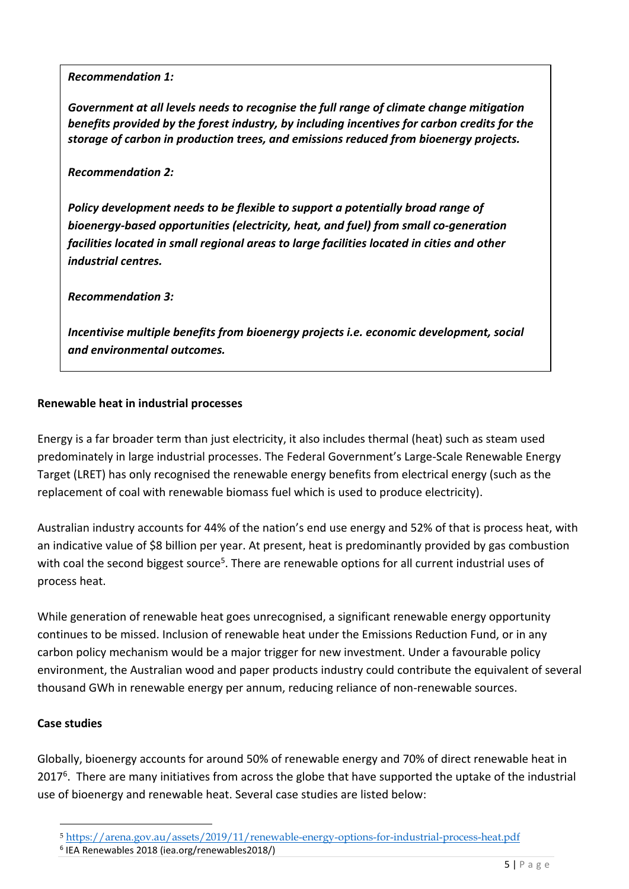***Recommendation 1:***

***Government at all levels needs to recognise the full range of climate change mitigation benefits provided by the forest industry, by including incentives for carbon credits for the storage of carbon in production trees, and emissions reduced from bioenergy projects.***

***Recommendation 2:***

***Policy development needs to be flexible to support a potentially broad range of bioenergy-based opportunities (electricity, heat, and fuel) from small co-generation facilities located in small regional areas to large facilities located in cities and other industrial centres.***

***Recommendation 3:***

***Incentivise multiple benefits from bioenergy projects i.e. economic development, social and environmental outcomes.***

**Renewable heat in industrial processes**

Energy is a far broader term than just electricity, it also includes thermal (heat) such as steam used predominately in large industrial processes. The Federal Government's Large-Scale Renewable Energy Target (LRET) has only recognised the renewable energy benefits from electrical energy (such as the replacement of coal with renewable biomass fuel which is used to produce electricity).

Australian industry accounts for 44% of the nation's end use energy and 52% of that is process heat, with an indicative value of $8 billion per year. At present, heat is predominantly provided by gas combustion with coal the second biggest source[5]. There are renewable options for all current industrial uses of process heat.

While generation of renewable heat goes unrecognised, a significant renewable energy opportunity continues to be missed. Inclusion of renewable heat under the Emissions Reduction Fund, or in any carbon policy mechanism would be a major trigger for new investment. Under a favourable policy environment, the Australian wood and paper products industry could contribute the equivalent of several thousand GWh in renewable energy per annum, reducing reliance of non-renewable sources.

**Case studies**

Globally, bioenergy accounts for around 50% of renewable energy and 70% of direct renewable heat in 2017[6]. There are many initiatives from across the globe that have supported the uptake of the industrial use of bioenergy and renewable heat. Several case studies are listed below:

---

[5] https://arena.gov.au/assets/2019/11/renewable-energy-options-for-industrial-process-heat.pdf

[6] IEA Renewables 2018 (iea.org/renewables2018/)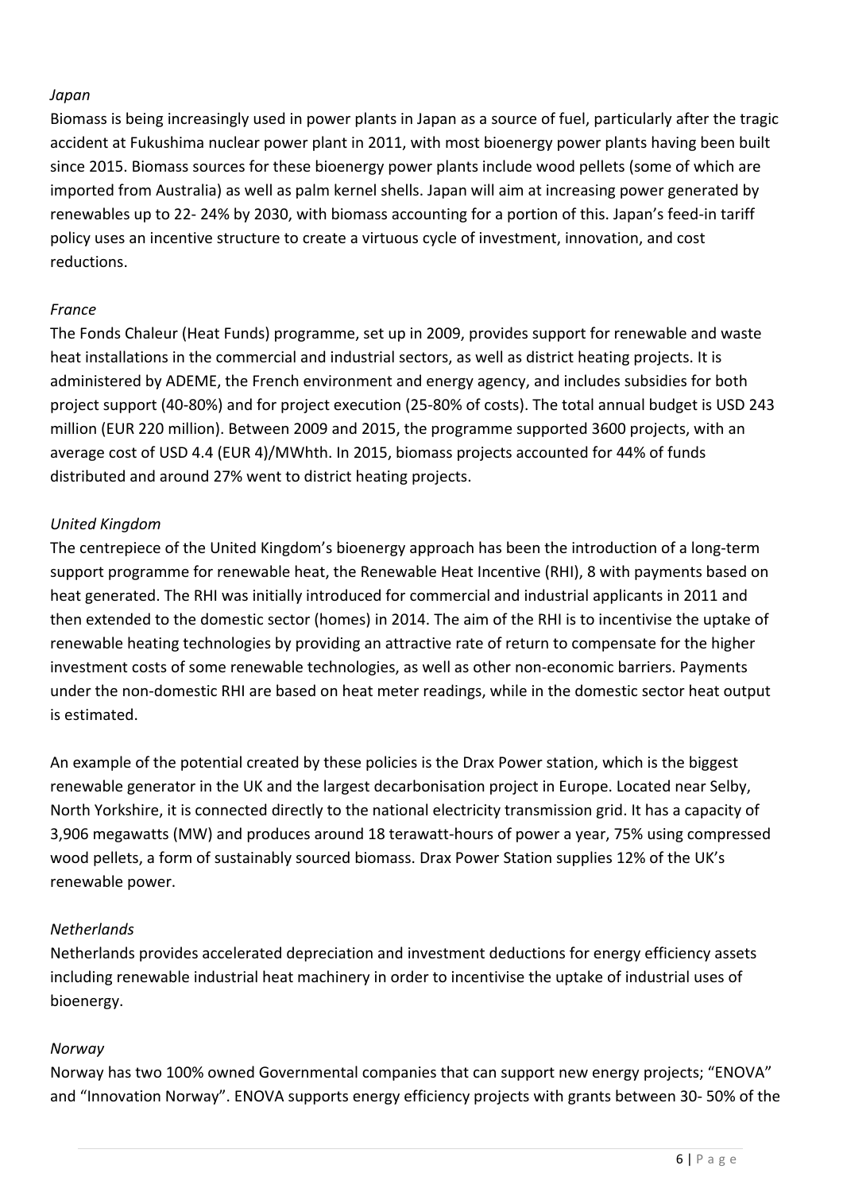*Japan*

Biomass is being increasingly used in power plants in Japan as a source of fuel, particularly after the tragic accident at Fukushima nuclear power plant in 2011, with most bioenergy power plants having been built since 2015. Biomass sources for these bioenergy power plants include wood pellets (some of which are imported from Australia) as well as palm kernel shells. Japan will aim at increasing power generated by renewables up to 22- 24% by 2030, with biomass accounting for a portion of this. Japan's feed-in tariff policy uses an incentive structure to create a virtuous cycle of investment, innovation, and cost reductions.

*France*

The Fonds Chaleur (Heat Funds) programme, set up in 2009, provides support for renewable and waste heat installations in the commercial and industrial sectors, as well as district heating projects. It is administered by ADEME, the French environment and energy agency, and includes subsidies for both project support (40-80%) and for project execution (25-80% of costs). The total annual budget is USD 243 million (EUR 220 million). Between 2009 and 2015, the programme supported 3600 projects, with an average cost of USD 4.4 (EUR 4)/MWhth. In 2015, biomass projects accounted for 44% of funds distributed and around 27% went to district heating projects.

*United Kingdom*

The centrepiece of the United Kingdom's bioenergy approach has been the introduction of a long-term support programme for renewable heat, the Renewable Heat Incentive (RHI), 8 with payments based on heat generated. The RHI was initially introduced for commercial and industrial applicants in 2011 and then extended to the domestic sector (homes) in 2014. The aim of the RHI is to incentivise the uptake of renewable heating technologies by providing an attractive rate of return to compensate for the higher investment costs of some renewable technologies, as well as other non-economic barriers. Payments under the non-domestic RHI are based on heat meter readings, while in the domestic sector heat output is estimated.

An example of the potential created by these policies is the Drax Power station, which is the biggest renewable generator in the UK and the largest decarbonisation project in Europe. Located near Selby, North Yorkshire, it is connected directly to the national electricity transmission grid. It has a capacity of 3,906 megawatts (MW) and produces around 18 terawatt-hours of power a year, 75% using compressed wood pellets, a form of sustainably sourced biomass. Drax Power Station supplies 12% of the UK's renewable power.

*Netherlands*

Netherlands provides accelerated depreciation and investment deductions for energy efficiency assets including renewable industrial heat machinery in order to incentivise the uptake of industrial uses of bioenergy.

*Norway*

Norway has two 100% owned Governmental companies that can support new energy projects; "ENOVA" and "Innovation Norway". ENOVA supports energy efficiency projects with grants between 30- 50% of the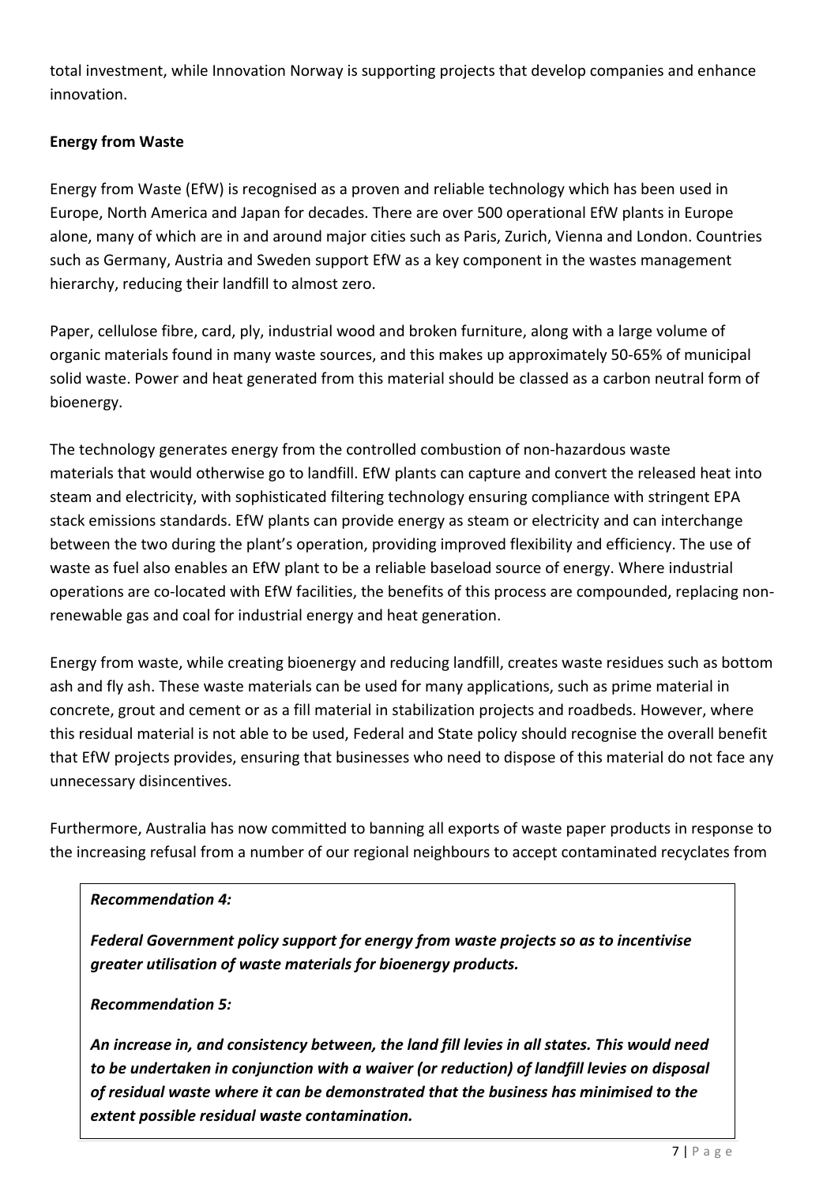total investment, while Innovation Norway is supporting projects that develop companies and enhance innovation.

**Energy from Waste**

Energy from Waste (EfW) is recognised as a proven and reliable technology which has been used in Europe, North America and Japan for decades. There are over 500 operational EfW plants in Europe alone, many of which are in and around major cities such as Paris, Zurich, Vienna and London. Countries such as Germany, Austria and Sweden support EfW as a key component in the wastes management hierarchy, reducing their landfill to almost zero.

Paper, cellulose fibre, card, ply, industrial wood and broken furniture, along with a large volume of organic materials found in many waste sources, and this makes up approximately 50-65% of municipal solid waste. Power and heat generated from this material should be classed as a carbon neutral form of bioenergy.

The technology generates energy from the controlled combustion of non-hazardous waste materials that would otherwise go to landfill. EfW plants can capture and convert the released heat into steam and electricity, with sophisticated filtering technology ensuring compliance with stringent EPA stack emissions standards. EfW plants can provide energy as steam or electricity and can interchange between the two during the plant's operation, providing improved flexibility and efficiency. The use of waste as fuel also enables an EfW plant to be a reliable baseload source of energy. Where industrial operations are co-located with EfW facilities, the benefits of this process are compounded, replacing non-renewable gas and coal for industrial energy and heat generation.

Energy from waste, while creating bioenergy and reducing landfill, creates waste residues such as bottom ash and fly ash. These waste materials can be used for many applications, such as prime material in concrete, grout and cement or as a fill material in stabilization projects and roadbeds. However, where this residual material is not able to be used, Federal and State policy should recognise the overall benefit that EfW projects provides, ensuring that businesses who need to dispose of this material do not face any unnecessary disincentives.

Furthermore, Australia has now committed to banning all exports of waste paper products in response to the increasing refusal from a number of our regional neighbours to accept contaminated recyclates from

> ***Recommendation 4:***
>
> ***Federal Government policy support for energy from waste projects so as to incentivise greater utilisation of waste materials for bioenergy products.***
>
> ***Recommendation 5:***
>
> ***An increase in, and consistency between, the land fill levies in all states. This would need to be undertaken in conjunction with a waiver (or reduction) of landfill levies on disposal of residual waste where it can be demonstrated that the business has minimised to the extent possible residual waste contamination.***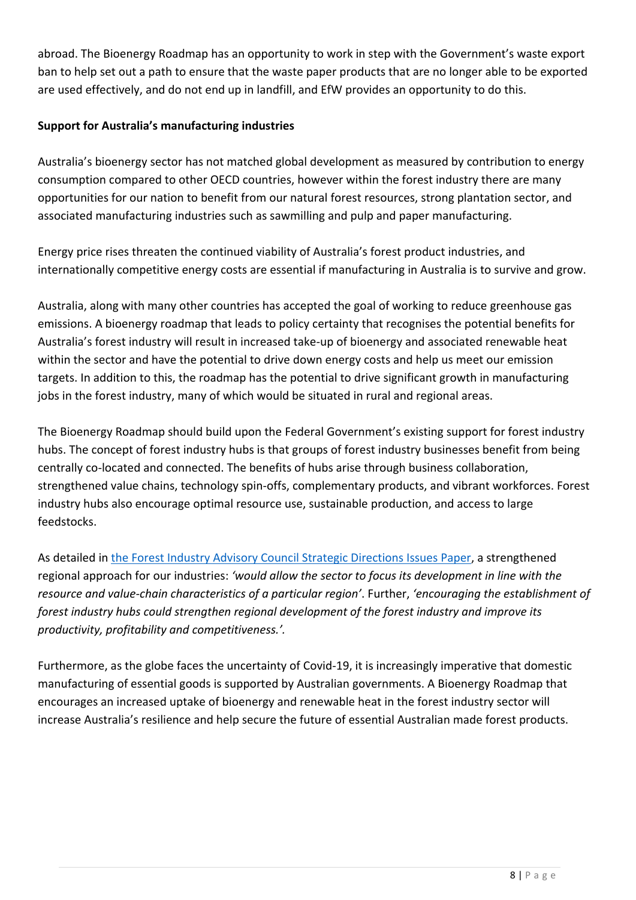abroad. The Bioenergy Roadmap has an opportunity to work in step with the Government's waste export ban to help set out a path to ensure that the waste paper products that are no longer able to be exported are used effectively, and do not end up in landfill, and EfW provides an opportunity to do this.

**Support for Australia's manufacturing industries**

Australia's bioenergy sector has not matched global development as measured by contribution to energy consumption compared to other OECD countries, however within the forest industry there are many opportunities for our nation to benefit from our natural forest resources, strong plantation sector, and associated manufacturing industries such as sawmilling and pulp and paper manufacturing.

Energy price rises threaten the continued viability of Australia's forest product industries, and internationally competitive energy costs are essential if manufacturing in Australia is to survive and grow.

Australia, along with many other countries has accepted the goal of working to reduce greenhouse gas emissions. A bioenergy roadmap that leads to policy certainty that recognises the potential benefits for Australia's forest industry will result in increased take-up of bioenergy and associated renewable heat within the sector and have the potential to drive down energy costs and help us meet our emission targets. In addition to this, the roadmap has the potential to drive significant growth in manufacturing jobs in the forest industry, many of which would be situated in rural and regional areas.

The Bioenergy Roadmap should build upon the Federal Government's existing support for forest industry hubs. The concept of forest industry hubs is that groups of forest industry businesses benefit from being centrally co-located and connected. The benefits of hubs arise through business collaboration, strengthened value chains, technology spin-offs, complementary products, and vibrant workforces. Forest industry hubs also encourage optimal resource use, sustainable production, and access to large feedstocks.

As detailed in the Forest Industry Advisory Council Strategic Directions Issues Paper, a strengthened regional approach for our industries: *'would allow the sector to focus its development in line with the resource and value-chain characteristics of a particular region'*. Further, *'encouraging the establishment of forest industry hubs could strengthen regional development of the forest industry and improve its productivity, profitability and competitiveness.'.*

Furthermore, as the globe faces the uncertainty of Covid-19, it is increasingly imperative that domestic manufacturing of essential goods is supported by Australian governments. A Bioenergy Roadmap that encourages an increased uptake of bioenergy and renewable heat in the forest industry sector will increase Australia's resilience and help secure the future of essential Australian made forest products.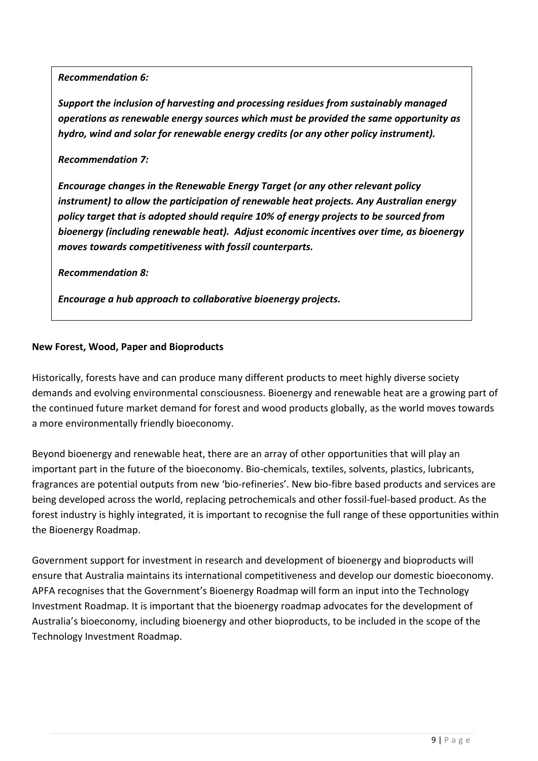***Recommendation 6:***

***Support the inclusion of harvesting and processing residues from sustainably managed operations as renewable energy sources which must be provided the same opportunity as hydro, wind and solar for renewable energy credits (or any other policy instrument).***

***Recommendation 7:***

***Encourage changes in the Renewable Energy Target (or any other relevant policy instrument) to allow the participation of renewable heat projects. Any Australian energy policy target that is adopted should require 10% of energy projects to be sourced from bioenergy (including renewable heat). Adjust economic incentives over time, as bioenergy moves towards competitiveness with fossil counterparts.***

***Recommendation 8:***

***Encourage a hub approach to collaborative bioenergy projects.***

**New Forest, Wood, Paper and Bioproducts**

Historically, forests have and can produce many different products to meet highly diverse society demands and evolving environmental consciousness. Bioenergy and renewable heat are a growing part of the continued future market demand for forest and wood products globally, as the world moves towards a more environmentally friendly bioeconomy.

Beyond bioenergy and renewable heat, there are an array of other opportunities that will play an important part in the future of the bioeconomy. Bio-chemicals, textiles, solvents, plastics, lubricants, fragrances are potential outputs from new 'bio-refineries'. New bio-fibre based products and services are being developed across the world, replacing petrochemicals and other fossil-fuel-based product. As the forest industry is highly integrated, it is important to recognise the full range of these opportunities within the Bioenergy Roadmap.

Government support for investment in research and development of bioenergy and bioproducts will ensure that Australia maintains its international competitiveness and develop our domestic bioeconomy. APFA recognises that the Government's Bioenergy Roadmap will form an input into the Technology Investment Roadmap. It is important that the bioenergy roadmap advocates for the development of Australia's bioeconomy, including bioenergy and other bioproducts, to be included in the scope of the Technology Investment Roadmap.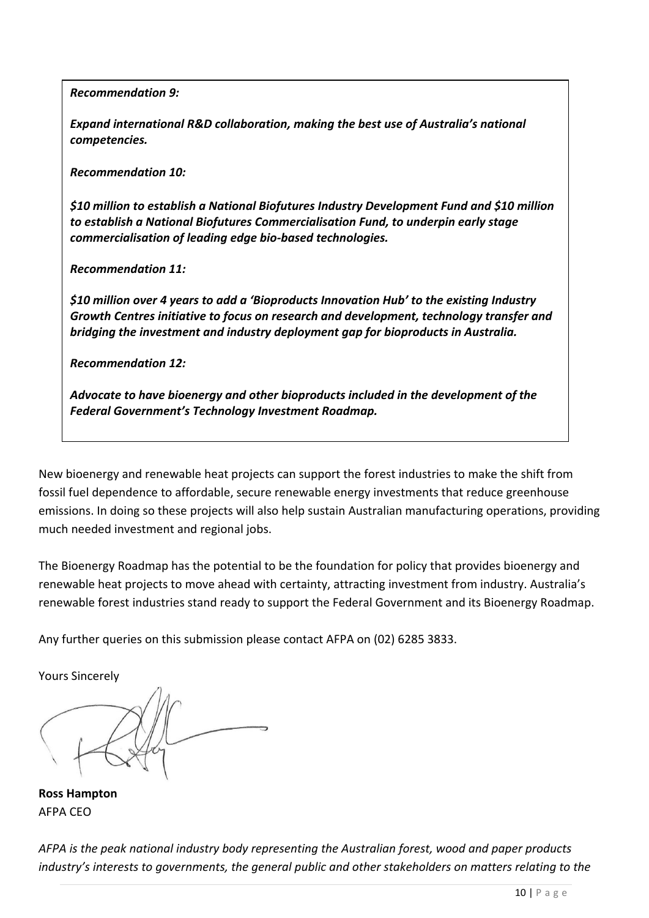***Recommendation 9:***

***Expand international R&D collaboration, making the best use of Australia's national competencies.***

***Recommendation 10:***

***$10 million to establish a National Biofutures Industry Development Fund and $10 million to establish a National Biofutures Commercialisation Fund, to underpin early stage commercialisation of leading edge bio-based technologies.***

***Recommendation 11:***

***$10 million over 4 years to add a 'Bioproducts Innovation Hub' to the existing Industry Growth Centres initiative to focus on research and development, technology transfer and bridging the investment and industry deployment gap for bioproducts in Australia.***

***Recommendation 12:***

***Advocate to have bioenergy and other bioproducts included in the development of the Federal Government's Technology Investment Roadmap.***

New bioenergy and renewable heat projects can support the forest industries to make the shift from fossil fuel dependence to affordable, secure renewable energy investments that reduce greenhouse emissions. In doing so these projects will also help sustain Australian manufacturing operations, providing much needed investment and regional jobs.

The Bioenergy Roadmap has the potential to be the foundation for policy that provides bioenergy and renewable heat projects to move ahead with certainty, attracting investment from industry. Australia's renewable forest industries stand ready to support the Federal Government and its Bioenergy Roadmap.

Any further queries on this submission please contact AFPA on (02) 6285 3833.

Yours Sincerely

**Ross Hampton**
AFPA CEO

*AFPA is the peak national industry body representing the Australian forest, wood and paper products industry's interests to governments, the general public and other stakeholders on matters relating to the*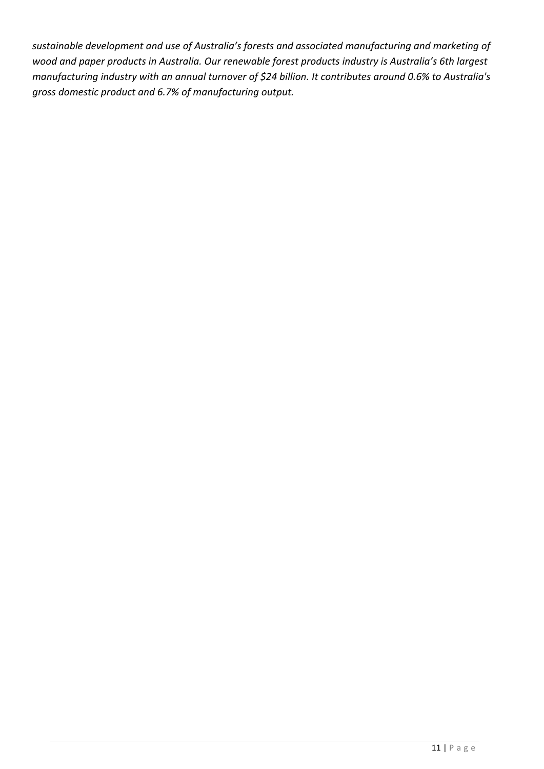*sustainable development and use of Australia's forests and associated manufacturing and marketing of wood and paper products in Australia. Our renewable forest products industry is Australia's 6th largest manufacturing industry with an annual turnover of $24 billion. It contributes around 0.6% to Australia's gross domestic product and 6.7% of manufacturing output.*